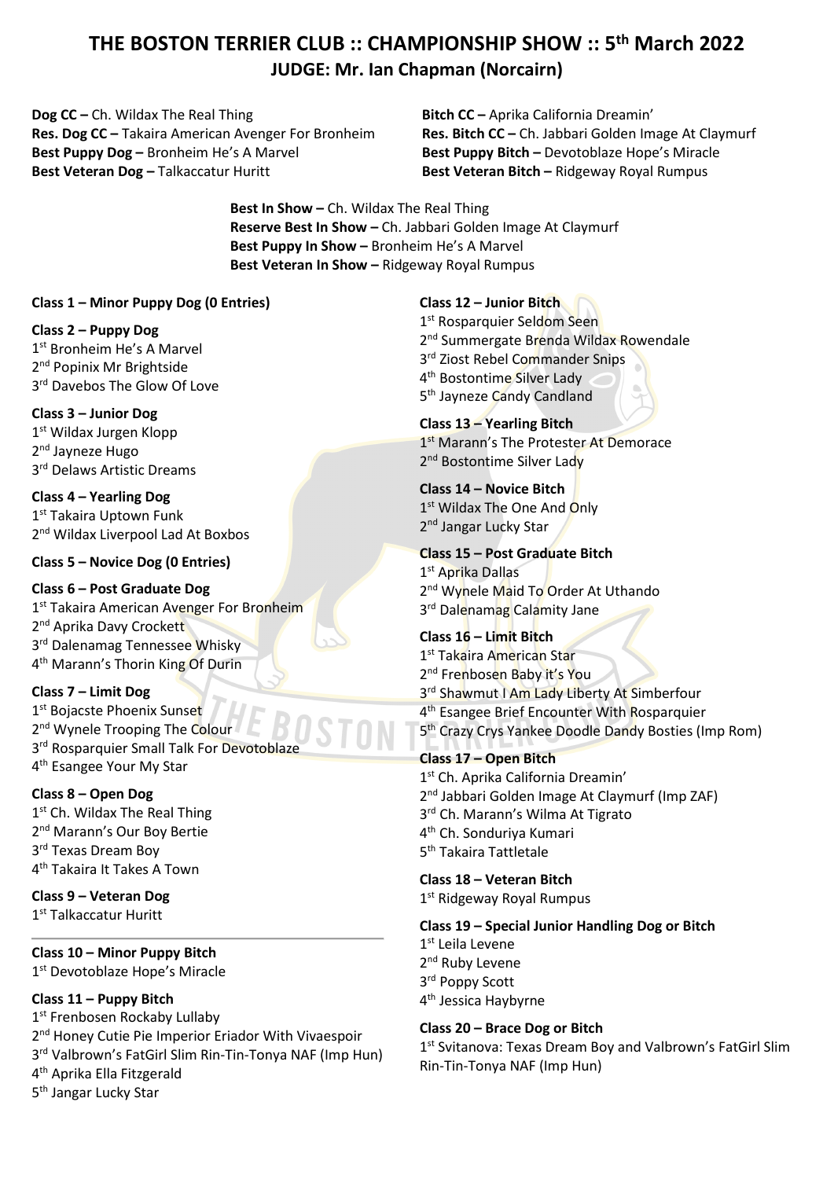# THE BOSTON TERRIER CLUB :: CHAMPIONSHIP SHOW :: 5th March 2022

## JUDGE: Mr. Ian Chapman (Norcairn)

**Dog CC –** Ch. Wildax The Real Thing
**Res. Dog CC –** Takaira American Avenger For Bronheim
**Best Puppy Dog –** Bronheim He's A Marvel
**Best Veteran Dog –** Talkaccatur Huritt

**Bitch CC –** Aprika California Dreamin'
**Res. Bitch CC –** Ch. Jabbari Golden Image At Claymurf
**Best Puppy Bitch –** Devotoblaze Hope's Miracle
**Best Veteran Bitch –** Ridgeway Royal Rumpus

**Best In Show –** Ch. Wildax The Real Thing
**Reserve Best In Show –** Ch. Jabbari Golden Image At Claymurf
**Best Puppy In Show –** Bronheim He's A Marvel
**Best Veteran In Show –** Ridgeway Royal Rumpus

**Class 1 – Minor Puppy Dog (0 Entries)**

**Class 2 – Puppy Dog**
1st Bronheim He's A Marvel
2nd Popinix Mr Brightside
3rd Davebos The Glow Of Love

**Class 3 – Junior Dog**
1st Wildax Jurgen Klopp
2nd Jayneze Hugo
3rd Delaws Artistic Dreams

**Class 4 – Yearling Dog**
1st Takaira Uptown Funk
2nd Wildax Liverpool Lad At Boxbos

**Class 5 – Novice Dog (0 Entries)**

**Class 6 – Post Graduate Dog**
1st Takaira American Avenger For Bronheim
2nd Aprika Davy Crockett
3rd Dalenamag Tennessee Whisky
4th Marann's Thorin King Of Durin

**Class 7 – Limit Dog**
1st Bojacste Phoenix Sunset
2nd Wynele Trooping The Colour
3rd Rosparquier Small Talk For Devotoblaze
4th Esangee Your My Star

**Class 8 – Open Dog**
1st Ch. Wildax The Real Thing
2nd Marann's Our Boy Bertie
3rd Texas Dream Boy
4th Takaira It Takes A Town

**Class 9 – Veteran Dog**
1st Talkaccatur Huritt

---

**Class 10 – Minor Puppy Bitch**
1st Devotoblaze Hope's Miracle

**Class 11 – Puppy Bitch**
1st Frenbosen Rockaby Lullaby
2nd Honey Cutie Pie Imperior Eriador With Vivaespoir
3rd Valbrown's FatGirl Slim Rin-Tin-Tonya NAF (Imp Hun)
4th Aprika Ella Fitzgerald
5th Jangar Lucky Star

**Class 12 – Junior Bitch**
1st Rosparquier Seldom Seen
2nd Summergate Brenda Wildax Rowendale
3rd Ziost Rebel Commander Snips
4th Bostontime Silver Lady
5th Jayneze Candy Candland

**Class 13 – Yearling Bitch**
1st Marann's The Protester At Demorace
2nd Bostontime Silver Lady

**Class 14 – Novice Bitch**
1st Wildax The One And Only
2nd Jangar Lucky Star

**Class 15 – Post Graduate Bitch**
1st Aprika Dallas
2nd Wynele Maid To Order At Uthando
3rd Dalenamag Calamity Jane

**Class 16 – Limit Bitch**
1st Takaira American Star
2nd Frenbosen Baby it's You
3rd Shawmut I Am Lady Liberty At Simberfour
4th Esangee Brief Encounter With Rosparquier
5th Crazy Crys Yankee Doodle Dandy Bosties (Imp Rom)

**Class 17 – Open Bitch**
1st Ch. Aprika California Dreamin'
2nd Jabbari Golden Image At Claymurf (Imp ZAF)
3rd Ch. Marann's Wilma At Tigrato
4th Ch. Sonduriya Kumari
5th Takaira Tattletale

**Class 18 – Veteran Bitch**
1st Ridgeway Royal Rumpus

**Class 19 – Special Junior Handling Dog or Bitch**
1st Leila Levene
2nd Ruby Levene
3rd Poppy Scott
4th Jessica Haybyrne

**Class 20 – Brace Dog or Bitch**
1st Svitanova: Texas Dream Boy and Valbrown's FatGirl Slim Rin-Tin-Tonya NAF (Imp Hun)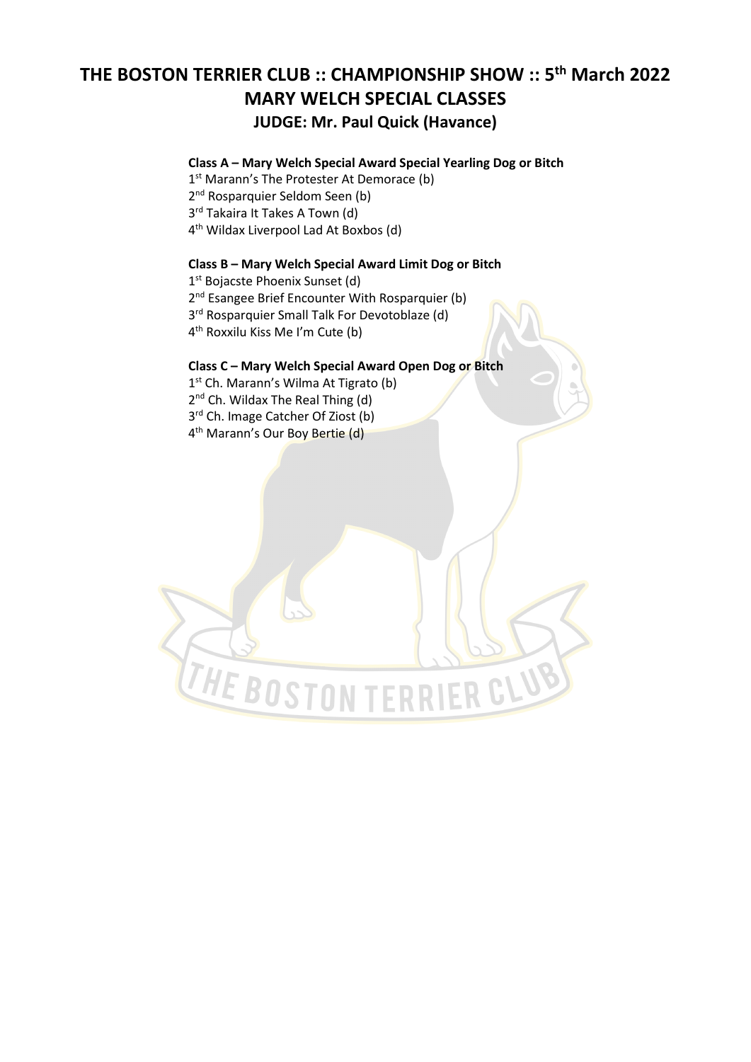# THE BOSTON TERRIER CLUB :: CHAMPIONSHIP SHOW :: 5th March 2022
## MARY WELCH SPECIAL CLASSES
### JUDGE: Mr. Paul Quick (Havance)

**Class A – Mary Welch Special Award Special Yearling Dog or Bitch**

1st Marann's The Protester At Demorace (b)
2nd Rosparquier Seldom Seen (b)
3rd Takaira It Takes A Town (d)
4th Wildax Liverpool Lad At Boxbos (d)

**Class B – Mary Welch Special Award Limit Dog or Bitch**

1st Bojacste Phoenix Sunset (d)
2nd Esangee Brief Encounter With Rosparquier (b)
3rd Rosparquier Small Talk For Devotoblaze (d)
4th Roxxilu Kiss Me I'm Cute (b)

**Class C – Mary Welch Special Award Open Dog or Bitch**

1st Ch. Marann's Wilma At Tigrato (b)
2nd Ch. Wildax The Real Thing (d)
3rd Ch. Image Catcher Of Ziost (b)
4th Marann's Our Boy Bertie (d)